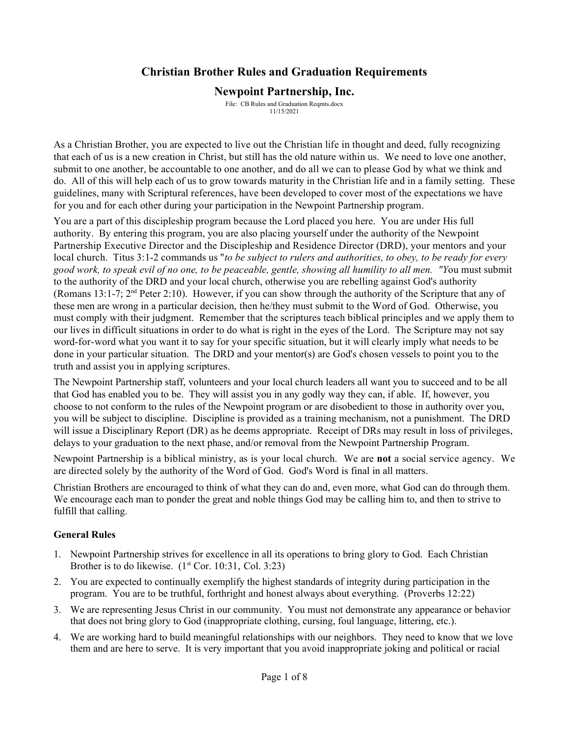# Christian Brother Rules and Graduation Requirements

## Newpoint Partnership, Inc.

File: CB Rules and Graduation Reqmts.docx
11/15/2021

As a Christian Brother, you are expected to live out the Christian life in thought and deed, fully recognizing that each of us is a new creation in Christ, but still has the old nature within us. We need to love one another, submit to one another, be accountable to one another, and do all we can to please God by what we think and do. All of this will help each of us to grow towards maturity in the Christian life and in a family setting. These guidelines, many with Scriptural references, have been developed to cover most of the expectations we have for you and for each other during your participation in the Newpoint Partnership program.

You are a part of this discipleship program because the Lord placed you here. You are under His full authority. By entering this program, you are also placing yourself under the authority of the Newpoint Partnership Executive Director and the Discipleship and Residence Director (DRD), your mentors and your local church. Titus 3:1-2 commands us "*to be subject to rulers and authorities, to obey, to be ready for every good work, to speak evil of no one, to be peaceable, gentle, showing all humility to all men.* "You must submit to the authority of the DRD and your local church, otherwise you are rebelling against God's authority (Romans 13:1-7; 2nd Peter 2:10). However, if you can show through the authority of the Scripture that any of these men are wrong in a particular decision, then he/they must submit to the Word of God. Otherwise, you must comply with their judgment. Remember that the scriptures teach biblical principles and we apply them to our lives in difficult situations in order to do what is right in the eyes of the Lord. The Scripture may not say word-for-word what you want it to say for your specific situation, but it will clearly imply what needs to be done in your particular situation. The DRD and your mentor(s) are God's chosen vessels to point you to the truth and assist you in applying scriptures.

The Newpoint Partnership staff, volunteers and your local church leaders all want you to succeed and to be all that God has enabled you to be. They will assist you in any godly way they can, if able. If, however, you choose to not conform to the rules of the Newpoint program or are disobedient to those in authority over you, you will be subject to discipline. Discipline is provided as a training mechanism, not a punishment. The DRD will issue a Disciplinary Report (DR) as he deems appropriate. Receipt of DRs may result in loss of privileges, delays to your graduation to the next phase, and/or removal from the Newpoint Partnership Program.

Newpoint Partnership is a biblical ministry, as is your local church. We are **not** a social service agency. We are directed solely by the authority of the Word of God. God's Word is final in all matters.

Christian Brothers are encouraged to think of what they can do and, even more, what God can do through them. We encourage each man to ponder the great and noble things God may be calling him to, and then to strive to fulfill that calling.

### General Rules

1. Newpoint Partnership strives for excellence in all its operations to bring glory to God. Each Christian Brother is to do likewise. (1st Cor. 10:31, Col. 3:23)
2. You are expected to continually exemplify the highest standards of integrity during participation in the program. You are to be truthful, forthright and honest always about everything. (Proverbs 12:22)
3. We are representing Jesus Christ in our community. You must not demonstrate any appearance or behavior that does not bring glory to God (inappropriate clothing, cursing, foul language, littering, etc.).
4. We are working hard to build meaningful relationships with our neighbors. They need to know that we love them and are here to serve. It is very important that you avoid inappropriate joking and political or racial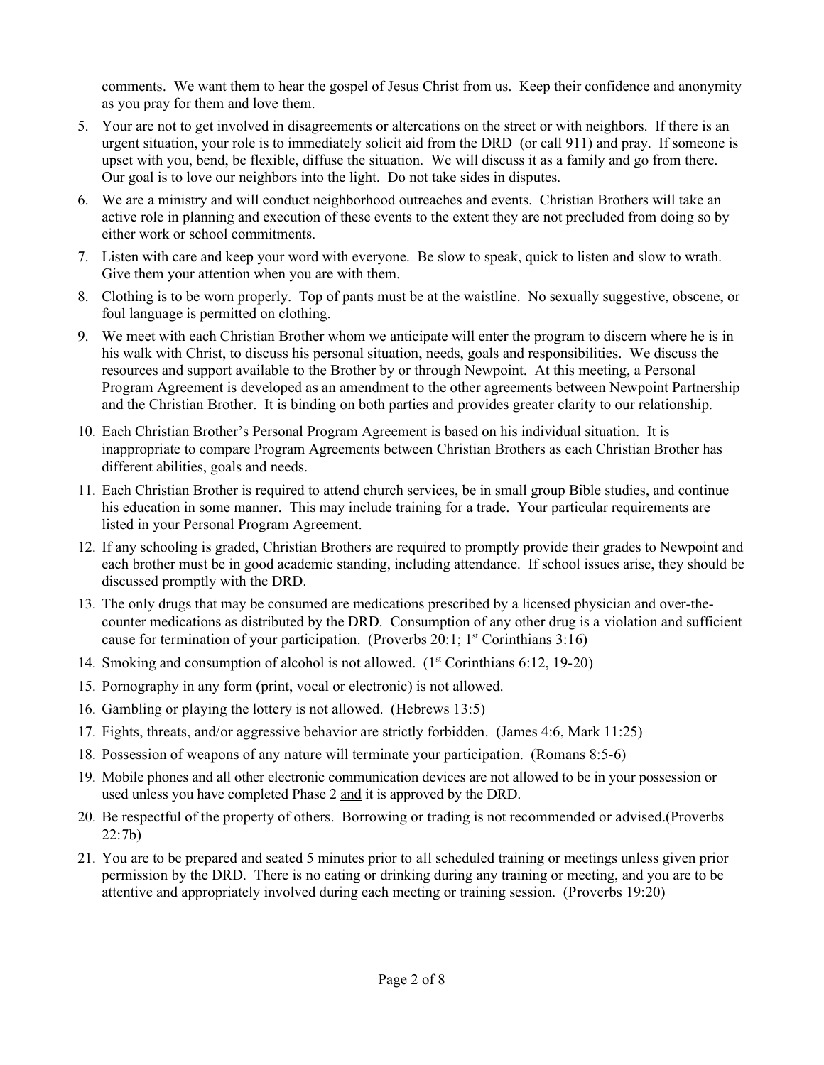comments. We want them to hear the gospel of Jesus Christ from us. Keep their confidence and anonymity as you pray for them and love them.

5. Your are not to get involved in disagreements or altercations on the street or with neighbors. If there is an urgent situation, your role is to immediately solicit aid from the DRD (or call 911) and pray. If someone is upset with you, bend, be flexible, diffuse the situation. We will discuss it as a family and go from there. Our goal is to love our neighbors into the light. Do not take sides in disputes.

6. We are a ministry and will conduct neighborhood outreaches and events. Christian Brothers will take an active role in planning and execution of these events to the extent they are not precluded from doing so by either work or school commitments.

7. Listen with care and keep your word with everyone. Be slow to speak, quick to listen and slow to wrath. Give them your attention when you are with them.

8. Clothing is to be worn properly. Top of pants must be at the waistline. No sexually suggestive, obscene, or foul language is permitted on clothing.

9. We meet with each Christian Brother whom we anticipate will enter the program to discern where he is in his walk with Christ, to discuss his personal situation, needs, goals and responsibilities. We discuss the resources and support available to the Brother by or through Newpoint. At this meeting, a Personal Program Agreement is developed as an amendment to the other agreements between Newpoint Partnership and the Christian Brother. It is binding on both parties and provides greater clarity to our relationship.

10. Each Christian Brother's Personal Program Agreement is based on his individual situation. It is inappropriate to compare Program Agreements between Christian Brothers as each Christian Brother has different abilities, goals and needs.

11. Each Christian Brother is required to attend church services, be in small group Bible studies, and continue his education in some manner. This may include training for a trade. Your particular requirements are listed in your Personal Program Agreement.

12. If any schooling is graded, Christian Brothers are required to promptly provide their grades to Newpoint and each brother must be in good academic standing, including attendance. If school issues arise, they should be discussed promptly with the DRD.

13. The only drugs that may be consumed are medications prescribed by a licensed physician and over-the-counter medications as distributed by the DRD. Consumption of any other drug is a violation and sufficient cause for termination of your participation. (Proverbs 20:1; 1st Corinthians 3:16)

14. Smoking and consumption of alcohol is not allowed. (1st Corinthians 6:12, 19-20)

15. Pornography in any form (print, vocal or electronic) is not allowed.

16. Gambling or playing the lottery is not allowed. (Hebrews 13:5)

17. Fights, threats, and/or aggressive behavior are strictly forbidden. (James 4:6, Mark 11:25)

18. Possession of weapons of any nature will terminate your participation. (Romans 8:5-6)

19. Mobile phones and all other electronic communication devices are not allowed to be in your possession or used unless you have completed Phase 2 <u>and</u> it is approved by the DRD.

20. Be respectful of the property of others. Borrowing or trading is not recommended or advised.(Proverbs 22:7b)

21. You are to be prepared and seated 5 minutes prior to all scheduled training or meetings unless given prior permission by the DRD. There is no eating or drinking during any training or meeting, and you are to be attentive and appropriately involved during each meeting or training session. (Proverbs 19:20)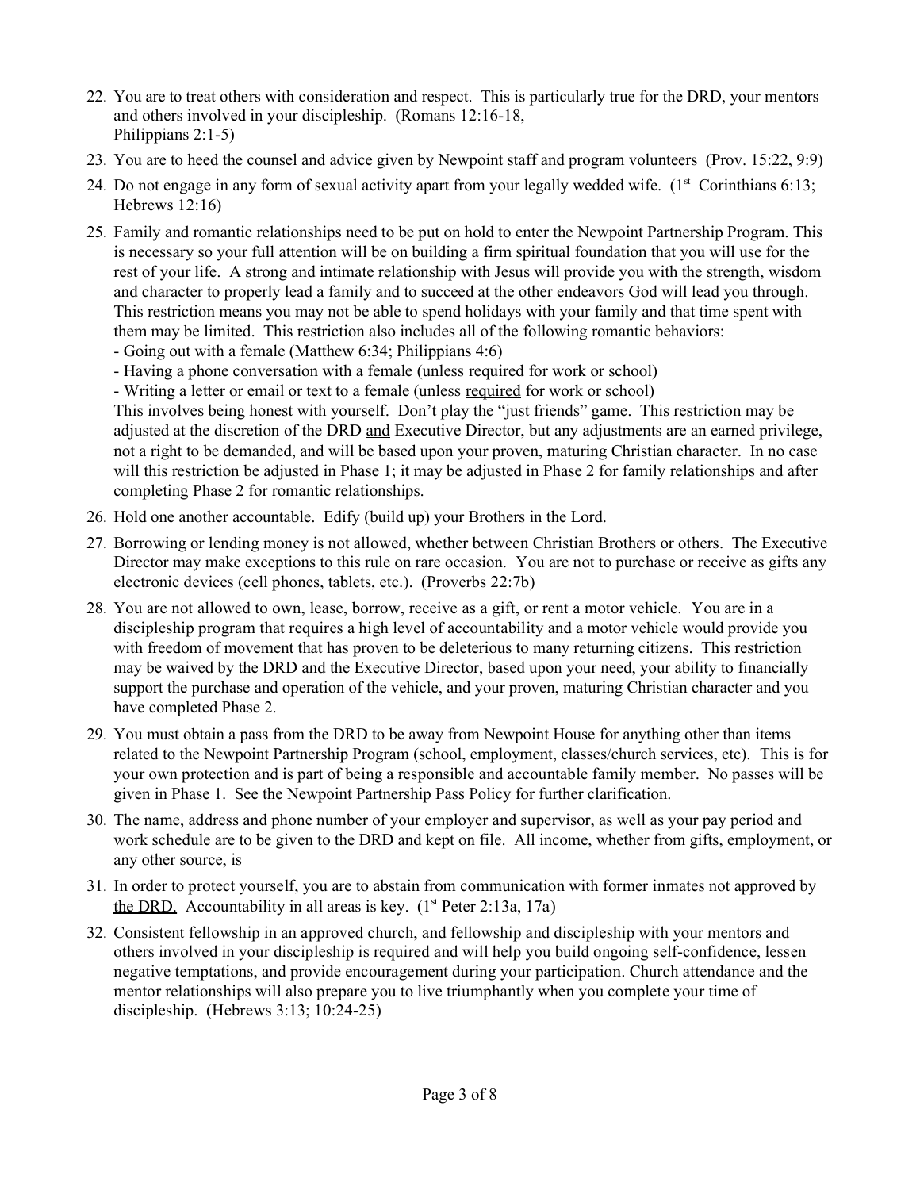22. You are to treat others with consideration and respect. This is particularly true for the DRD, your mentors and others involved in your discipleship. (Romans 12:16-18, Philippians 2:1-5)
23. You are to heed the counsel and advice given by Newpoint staff and program volunteers (Prov. 15:22, 9:9)
24. Do not engage in any form of sexual activity apart from your legally wedded wife. (1st Corinthians 6:13; Hebrews 12:16)
25. Family and romantic relationships need to be put on hold to enter the Newpoint Partnership Program. This is necessary so your full attention will be on building a firm spiritual foundation that you will use for the rest of your life. A strong and intimate relationship with Jesus will provide you with the strength, wisdom and character to properly lead a family and to succeed at the other endeavors God will lead you through. This restriction means you may not be able to spend holidays with your family and that time spent with them may be limited. This restriction also includes all of the following romantic behaviors:
    - Going out with a female (Matthew 6:34; Philippians 4:6)
    - Having a phone conversation with a female (unless <u>required</u> for work or school)
    - Writing a letter or email or text to a female (unless <u>required</u> for work or school)

    This involves being honest with yourself. Don't play the "just friends" game. This restriction may be adjusted at the discretion of the DRD <u>and</u> Executive Director, but any adjustments are an earned privilege, not a right to be demanded, and will be based upon your proven, maturing Christian character. In no case will this restriction be adjusted in Phase 1; it may be adjusted in Phase 2 for family relationships and after completing Phase 2 for romantic relationships.
26. Hold one another accountable. Edify (build up) your Brothers in the Lord.
27. Borrowing or lending money is not allowed, whether between Christian Brothers or others. The Executive Director may make exceptions to this rule on rare occasion. You are not to purchase or receive as gifts any electronic devices (cell phones, tablets, etc.). (Proverbs 22:7b)
28. You are not allowed to own, lease, borrow, receive as a gift, or rent a motor vehicle. You are in a discipleship program that requires a high level of accountability and a motor vehicle would provide you with freedom of movement that has proven to be deleterious to many returning citizens. This restriction may be waived by the DRD and the Executive Director, based upon your need, your ability to financially support the purchase and operation of the vehicle, and your proven, maturing Christian character and you have completed Phase 2.
29. You must obtain a pass from the DRD to be away from Newpoint House for anything other than items related to the Newpoint Partnership Program (school, employment, classes/church services, etc). This is for your own protection and is part of being a responsible and accountable family member. No passes will be given in Phase 1. See the Newpoint Partnership Pass Policy for further clarification.
30. The name, address and phone number of your employer and supervisor, as well as your pay period and work schedule are to be given to the DRD and kept on file. All income, whether from gifts, employment, or any other source, is
31. In order to protect yourself, <u>you are to abstain from communication with former inmates not approved by the DRD.</u> Accountability in all areas is key. (1st Peter 2:13a, 17a)
32. Consistent fellowship in an approved church, and fellowship and discipleship with your mentors and others involved in your discipleship is required and will help you build ongoing self-confidence, lessen negative temptations, and provide encouragement during your participation. Church attendance and the mentor relationships will also prepare you to live triumphantly when you complete your time of discipleship. (Hebrews 3:13; 10:24-25)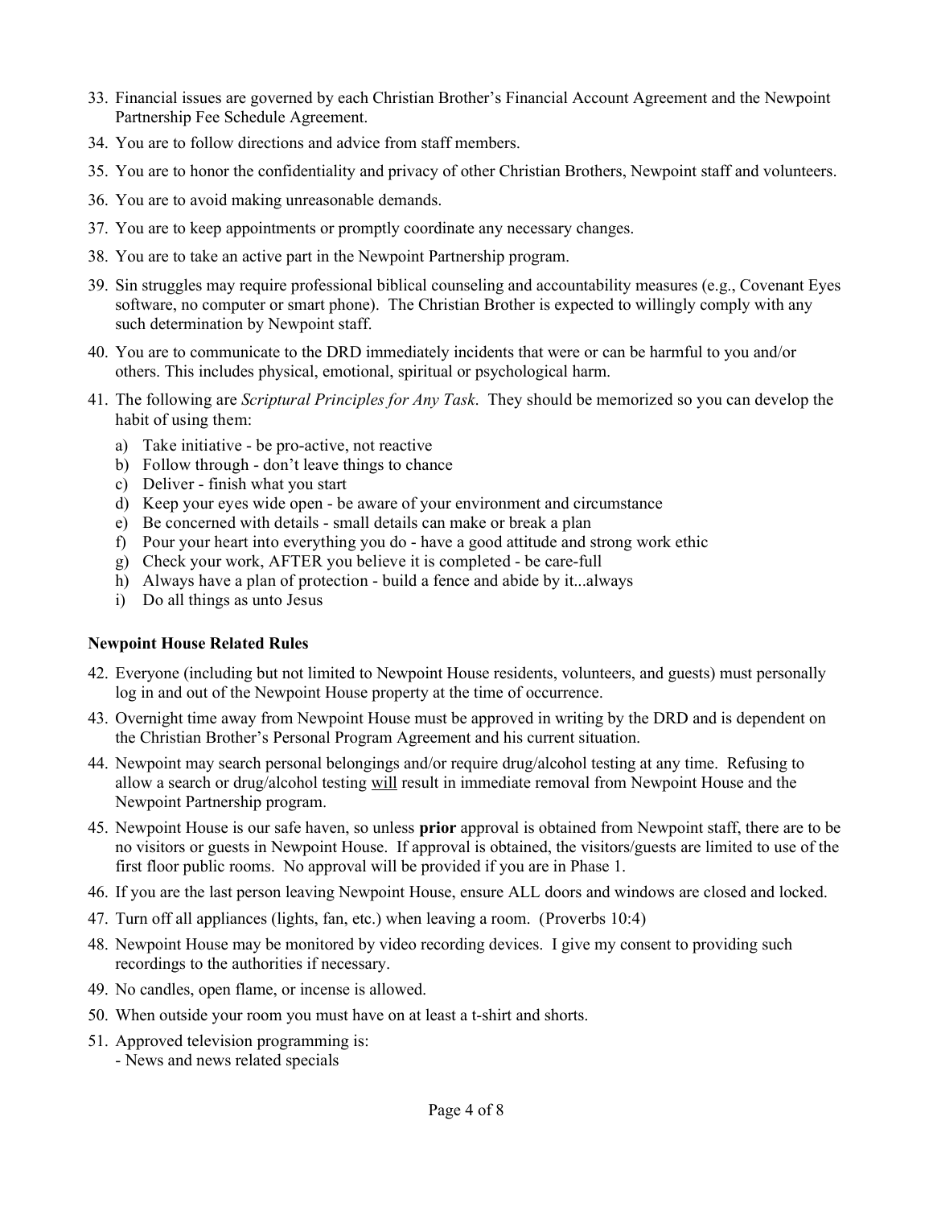33. Financial issues are governed by each Christian Brother's Financial Account Agreement and the Newpoint Partnership Fee Schedule Agreement.
34. You are to follow directions and advice from staff members.
35. You are to honor the confidentiality and privacy of other Christian Brothers, Newpoint staff and volunteers.
36. You are to avoid making unreasonable demands.
37. You are to keep appointments or promptly coordinate any necessary changes.
38. You are to take an active part in the Newpoint Partnership program.
39. Sin struggles may require professional biblical counseling and accountability measures (e.g., Covenant Eyes software, no computer or smart phone). The Christian Brother is expected to willingly comply with any such determination by Newpoint staff.
40. You are to communicate to the DRD immediately incidents that were or can be harmful to you and/or others. This includes physical, emotional, spiritual or psychological harm.
41. The following are *Scriptural Principles for Any Task*. They should be memorized so you can develop the habit of using them:
    a) Take initiative - be pro-active, not reactive
    b) Follow through - don't leave things to chance
    c) Deliver - finish what you start
    d) Keep your eyes wide open - be aware of your environment and circumstance
    e) Be concerned with details - small details can make or break a plan
    f) Pour your heart into everything you do - have a good attitude and strong work ethic
    g) Check your work, AFTER you believe it is completed - be care-full
    h) Always have a plan of protection - build a fence and abide by it...always
    i) Do all things as unto Jesus

**Newpoint House Related Rules**

42. Everyone (including but not limited to Newpoint House residents, volunteers, and guests) must personally log in and out of the Newpoint House property at the time of occurrence.
43. Overnight time away from Newpoint House must be approved in writing by the DRD and is dependent on the Christian Brother's Personal Program Agreement and his current situation.
44. Newpoint may search personal belongings and/or require drug/alcohol testing at any time. Refusing to allow a search or drug/alcohol testing <u>will</u> result in immediate removal from Newpoint House and the Newpoint Partnership program.
45. Newpoint House is our safe haven, so unless **prior** approval is obtained from Newpoint staff, there are to be no visitors or guests in Newpoint House. If approval is obtained, the visitors/guests are limited to use of the first floor public rooms. No approval will be provided if you are in Phase 1.
46. If you are the last person leaving Newpoint House, ensure ALL doors and windows are closed and locked.
47. Turn off all appliances (lights, fan, etc.) when leaving a room. (Proverbs 10:4)
48. Newpoint House may be monitored by video recording devices. I give my consent to providing such recordings to the authorities if necessary.
49. No candles, open flame, or incense is allowed.
50. When outside your room you must have on at least a t-shirt and shorts.
51. Approved television programming is:
    - News and news related specials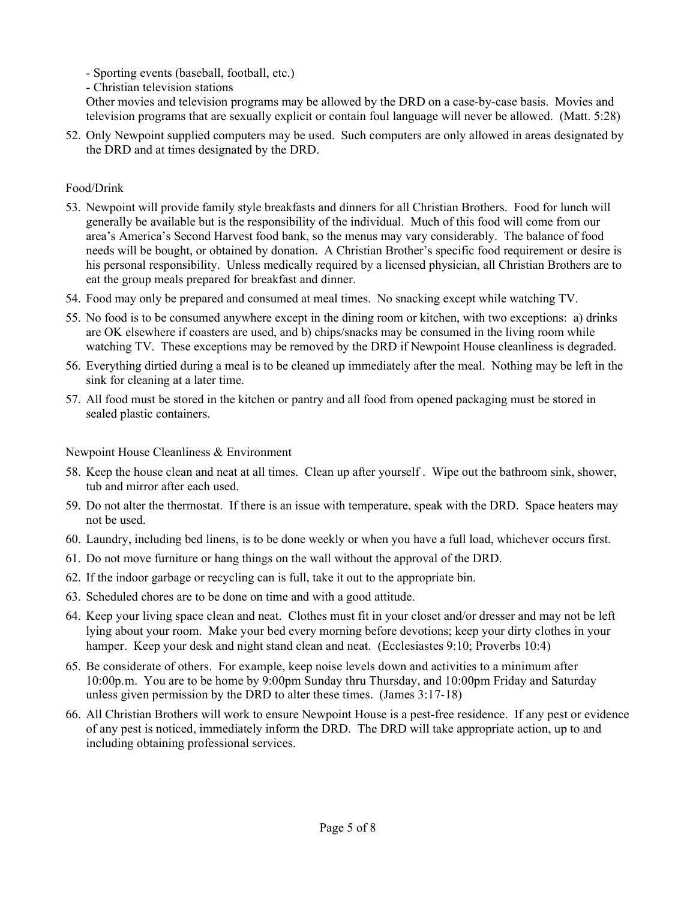- Sporting events (baseball, football, etc.)
- Christian television stations

Other movies and television programs may be allowed by the DRD on a case-by-case basis. Movies and television programs that are sexually explicit or contain foul language will never be allowed. (Matt. 5:28)

52. Only Newpoint supplied computers may be used. Such computers are only allowed in areas designated by the DRD and at times designated by the DRD.

Food/Drink

53. Newpoint will provide family style breakfasts and dinners for all Christian Brothers. Food for lunch will generally be available but is the responsibility of the individual. Much of this food will come from our area's America's Second Harvest food bank, so the menus may vary considerably. The balance of food needs will be bought, or obtained by donation. A Christian Brother's specific food requirement or desire is his personal responsibility. Unless medically required by a licensed physician, all Christian Brothers are to eat the group meals prepared for breakfast and dinner.
54. Food may only be prepared and consumed at meal times. No snacking except while watching TV.
55. No food is to be consumed anywhere except in the dining room or kitchen, with two exceptions: a) drinks are OK elsewhere if coasters are used, and b) chips/snacks may be consumed in the living room while watching TV. These exceptions may be removed by the DRD if Newpoint House cleanliness is degraded.
56. Everything dirtied during a meal is to be cleaned up immediately after the meal. Nothing may be left in the sink for cleaning at a later time.
57. All food must be stored in the kitchen or pantry and all food from opened packaging must be stored in sealed plastic containers.

Newpoint House Cleanliness & Environment

58. Keep the house clean and neat at all times. Clean up after yourself . Wipe out the bathroom sink, shower, tub and mirror after each used.
59. Do not alter the thermostat. If there is an issue with temperature, speak with the DRD. Space heaters may not be used.
60. Laundry, including bed linens, is to be done weekly or when you have a full load, whichever occurs first.
61. Do not move furniture or hang things on the wall without the approval of the DRD.
62. If the indoor garbage or recycling can is full, take it out to the appropriate bin.
63. Scheduled chores are to be done on time and with a good attitude.
64. Keep your living space clean and neat. Clothes must fit in your closet and/or dresser and may not be left lying about your room. Make your bed every morning before devotions; keep your dirty clothes in your hamper. Keep your desk and night stand clean and neat. (Ecclesiastes 9:10; Proverbs 10:4)
65. Be considerate of others. For example, keep noise levels down and activities to a minimum after 10:00p.m. You are to be home by 9:00pm Sunday thru Thursday, and 10:00pm Friday and Saturday unless given permission by the DRD to alter these times. (James 3:17-18)
66. All Christian Brothers will work to ensure Newpoint House is a pest-free residence. If any pest or evidence of any pest is noticed, immediately inform the DRD. The DRD will take appropriate action, up to and including obtaining professional services.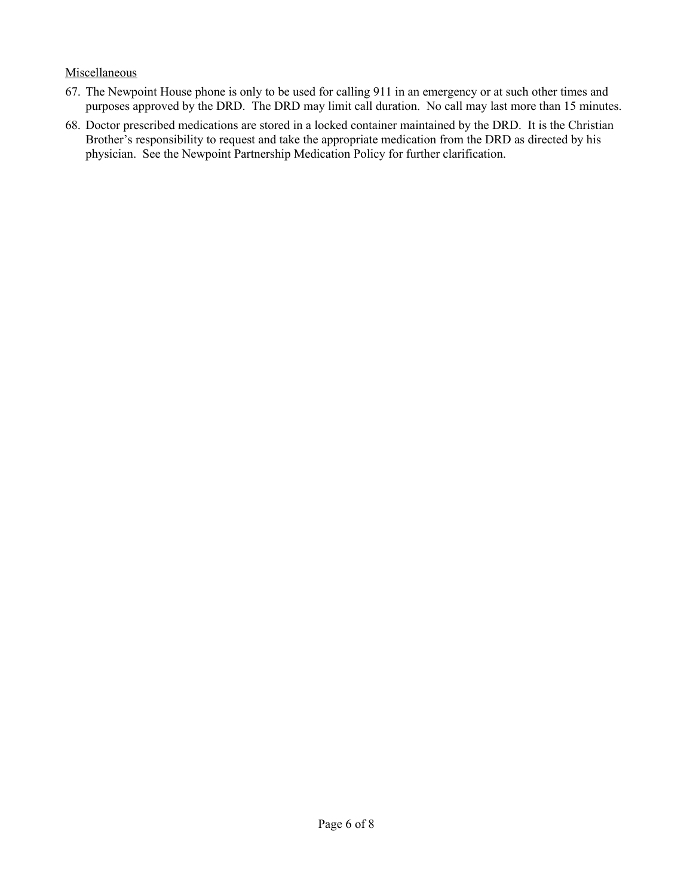<u>Miscellaneous</u>

67. The Newpoint House phone is only to be used for calling 911 in an emergency or at such other times and purposes approved by the DRD. The DRD may limit call duration. No call may last more than 15 minutes.
68. Doctor prescribed medications are stored in a locked container maintained by the DRD. It is the Christian Brother's responsibility to request and take the appropriate medication from the DRD as directed by his physician. See the Newpoint Partnership Medication Policy for further clarification.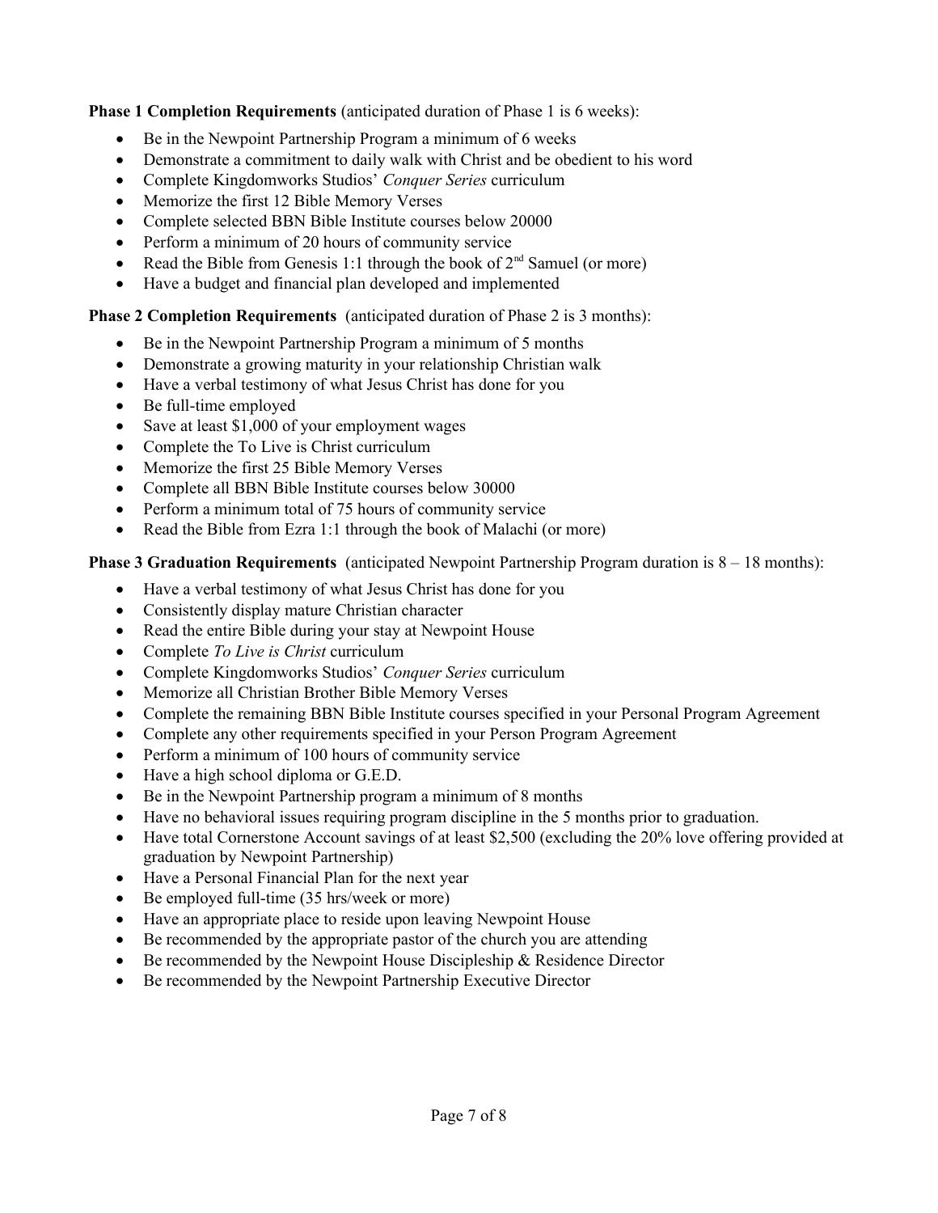**Phase 1 Completion Requirements** (anticipated duration of Phase 1 is 6 weeks):

- Be in the Newpoint Partnership Program a minimum of 6 weeks
- Demonstrate a commitment to daily walk with Christ and be obedient to his word
- Complete Kingdomworks Studios' *Conquer Series* curriculum
- Memorize the first 12 Bible Memory Verses
- Complete selected BBN Bible Institute courses below 20000
- Perform a minimum of 20 hours of community service
- Read the Bible from Genesis 1:1 through the book of 2nd Samuel (or more)
- Have a budget and financial plan developed and implemented

**Phase 2 Completion Requirements** (anticipated duration of Phase 2 is 3 months):

- Be in the Newpoint Partnership Program a minimum of 5 months
- Demonstrate a growing maturity in your relationship Christian walk
- Have a verbal testimony of what Jesus Christ has done for you
- Be full-time employed
- Save at least $1,000 of your employment wages
- Complete the To Live is Christ curriculum
- Memorize the first 25 Bible Memory Verses
- Complete all BBN Bible Institute courses below 30000
- Perform a minimum total of 75 hours of community service
- Read the Bible from Ezra 1:1 through the book of Malachi (or more)

**Phase 3 Graduation Requirements** (anticipated Newpoint Partnership Program duration is 8 – 18 months):

- Have a verbal testimony of what Jesus Christ has done for you
- Consistently display mature Christian character
- Read the entire Bible during your stay at Newpoint House
- Complete *To Live is Christ* curriculum
- Complete Kingdomworks Studios' *Conquer Series* curriculum
- Memorize all Christian Brother Bible Memory Verses
- Complete the remaining BBN Bible Institute courses specified in your Personal Program Agreement
- Complete any other requirements specified in your Person Program Agreement
- Perform a minimum of 100 hours of community service
- Have a high school diploma or G.E.D.
- Be in the Newpoint Partnership program a minimum of 8 months
- Have no behavioral issues requiring program discipline in the 5 months prior to graduation.
- Have total Cornerstone Account savings of at least $2,500 (excluding the 20% love offering provided at graduation by Newpoint Partnership)
- Have a Personal Financial Plan for the next year
- Be employed full-time (35 hrs/week or more)
- Have an appropriate place to reside upon leaving Newpoint House
- Be recommended by the appropriate pastor of the church you are attending
- Be recommended by the Newpoint House Discipleship & Residence Director
- Be recommended by the Newpoint Partnership Executive Director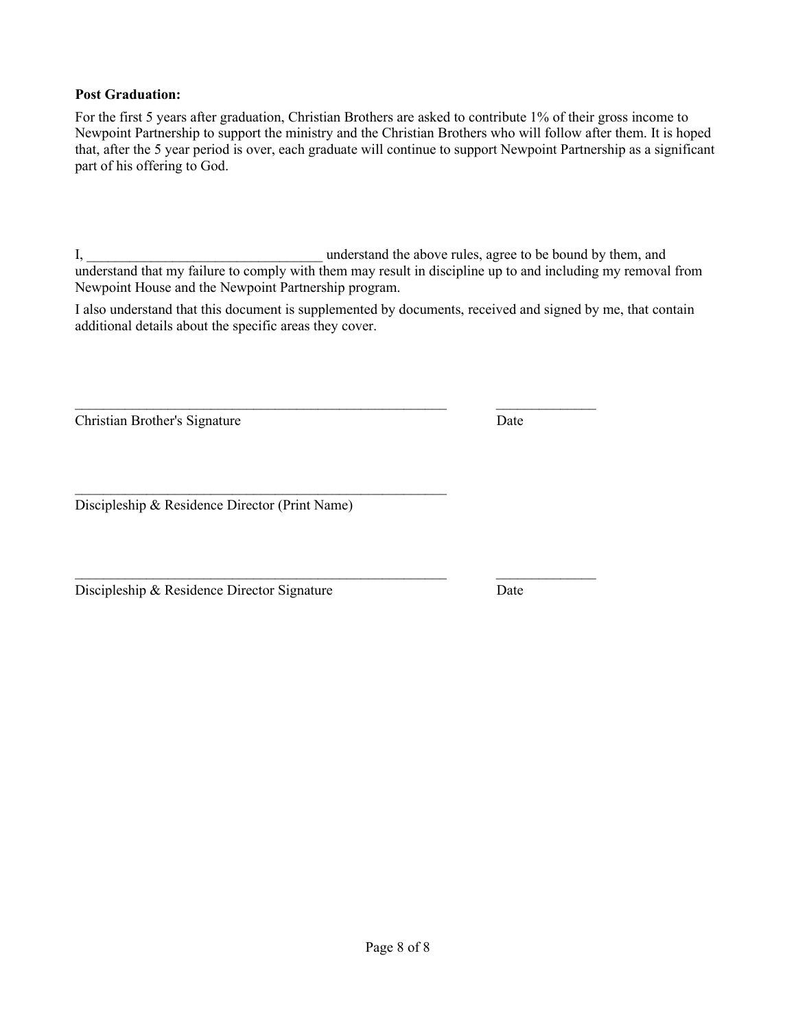**Post Graduation:**

For the first 5 years after graduation, Christian Brothers are asked to contribute 1% of their gross income to Newpoint Partnership to support the ministry and the Christian Brothers who will follow after them. It is hoped that, after the 5 year period is over, each graduate will continue to support Newpoint Partnership as a significant part of his offering to God.

I, _________________________________ understand the above rules, agree to be bound by them, and understand that my failure to comply with them may result in discipline up to and including my removal from Newpoint House and the Newpoint Partnership program.

I also understand that this document is supplemented by documents, received and signed by me, that contain additional details about the specific areas they cover.

_______________________________________________________ ______________

Christian Brother's Signature Date

_______________________________________________________

Discipleship & Residence Director (Print Name)

_______________________________________________________ ______________

Discipleship & Residence Director Signature Date